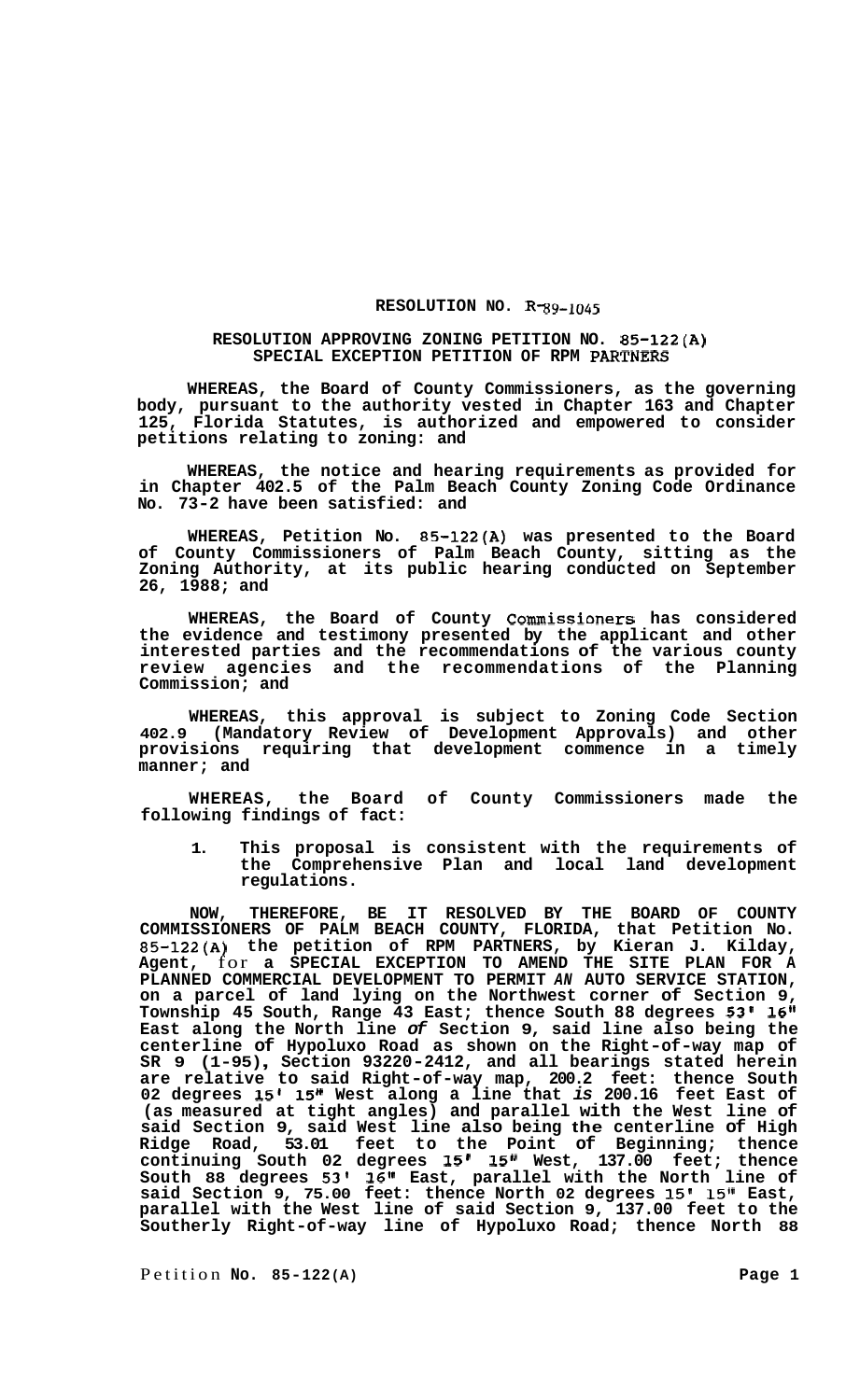**RESOLUTION NO. R-89-1045**

**RESOLUTION APPROVING ZONING PETITION NO. 85-122(A) SPECIAL EXCEPTION PETITION OF RPM PARTNERS**

**WHEREAS, the Board of County Commissioners, as the governing body, pursuant to the authority vested in Chapter 163 and Chapter 125, Florida Statutes, is authorized and empowered to consider petitions relating to zoning: and**

**WHEREAS, the notice and hearing requirements as provided for in Chapter 402.5 of the Palm Beach County Zoning Code Ordinance No. 73-2 have been satisfied: and**

**WHEREAS, Petition No. 85-122(A) was presented to the Board of County Commissioners of Palm Beach County, sitting as the Zoning Authority, at its public hearing conducted on September 26, 1988; and**

**WHEREAS, the Board of County Commissioners has considered the evidence and testimony presented by the applicant and other interested parties and the recommendations of the various county review agencies and the recommendations of the Planning Commission; and**

**WHEREAS, this approval is subject to Zoning Code Section 402.9 (Mandatory Review of Development Approvals) and other provisions requiring that development commence in a timely manner; and**

**WHEREAS, the Board of County Commissioners made the following findings of fact:**

1. **This proposal is consistent with the requirements of the Comprehensive Plan and local land development regulations.**

**NOW, THEREFORE, BE IT RESOLVED BY THE BOARD OF COUNTY COMMISSIONERS OF PALM BEACH COUNTY, FLORIDA, that Petition No. 85-122(A) the petition of RPM PARTNERS, by Kieran J. Kilday, Agent,** for **a SPECIAL EXCEPTION TO AMEND THE SITE PLAN FOR A PLANNED COMMERCIAL DEVELOPMENT TO PERMIT** ***AN*** **AUTO SERVICE STATION, on a parcel of land lying on the Northwest corner of Section 9, Township 45 South, Range 43 East; thence South 88 degrees 53' 16" East along the North line** ***of*** **Section 9, said line also being the centerline of Hypoluxo Road as shown on the Right-of-way map of SR 9 (1-95), Section 93220-2412, and all bearings stated herein are relative to said Right-of-way map, 200.2 feet: thence South 02 degrees 15' 15" West along a line that** ***is*** **200.16 feet East of (as measured at tight angles) and parallel with the West line of said Section 9, said West line also being the centerline of High Ridge Road, 53.01 feet to the Point of Beginning; thence continuing South 02 degrees 15' 15" West, 137.00 feet; thence South 88 degrees 53' 16" East, parallel with the North line of said Section 9, 75.00 feet: thence North 02 degrees 15' 15" East, parallel with the West line of said Section 9, 137.00 feet to the Southerly Right-of-way line of Hypoluxo Road; thence North 88**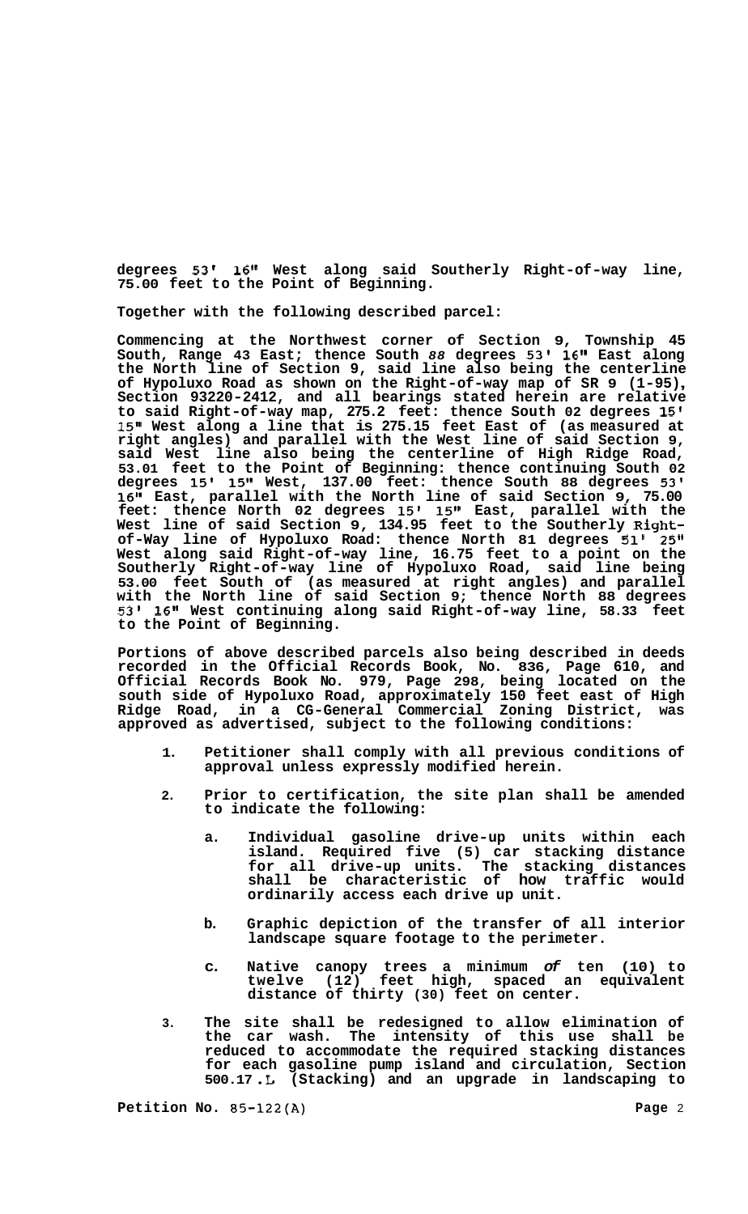**degrees 53' 16" West along said Southerly Right-of-way line, 75.00 feet to the Point of Beginning.**

**Together with the following described parcel:**

**Commencing at the Northwest corner of Section 9, Township 45 South, Range 43 East; thence South 88 degrees 53' 16" East along the North line of Section 9, said line also being the centerline of Hypoluxo Road as shown on the Right-of-way map of SR 9 (1-95), Section 93220-2412, and all bearings stated herein are relative to said Right-of-way map, 275.2 feet: thence South 02 degrees 15' 15" West along a line that is 275.15 feet East of (as measured at right angles) and parallel with the West line of said Section 9, said West line also being the centerline of High Ridge Road, 53.01 feet to the Point of Beginning: thence continuing South 02 degrees 15' 15" West, 137.00 feet: thence South 88 degrees 53' 16" East, parallel with the North line of said Section 9, 75.00 feet: thence North 02 degrees 15' 15" East, parallel with the West line of said Section 9, 134.95 feet to the Southerly Right-of-Way line of Hypoluxo Road: thence North 81 degrees 51' 25" West along said Right-of-way line, 16.75 feet to a point on the Southerly Right-of-way line of Hypoluxo Road, said line being 53.00 feet South of (as measured at right angles) and parallel with the North line of said Section 9; thence North 88 degrees 53' 16" West continuing along said Right-of-way line, 58.33 feet to the Point of Beginning.**

**Portions of above described parcels also being described in deeds recorded in the Official Records Book, No. 836, Page 610, and Official Records Book No. 979, Page 298, being located on the south side of Hypoluxo Road, approximately 150 feet east of High Ridge Road, in a CG-General Commercial Zoning District, was approved as advertised, subject to the following conditions:**

1. **Petitioner shall comply with all previous conditions of approval unless expressly modified herein.**

2. **Prior to certification, the site plan shall be amended to indicate the following:**

   a. **Individual gasoline drive-up units within each island. Required five (5) car stacking distance for all drive-up units. The stacking distances shall be characteristic of how traffic would ordinarily access each drive up unit.**

   b. **Graphic depiction of the transfer of all interior landscape square footage to the perimeter.**

   c. **Native canopy trees a minimum *of* ten (10) to twelve (12) feet high, spaced an equivalent distance of thirty (30) feet on center.**

3. **The site shall be redesigned to allow elimination of the car wash. The intensity of this use shall be reduced to accommodate the required stacking distances for each gasoline pump island and circulation, Section 500.17.L (Stacking) and an upgrade in landscaping to**

**Petition No. 85-122(A)**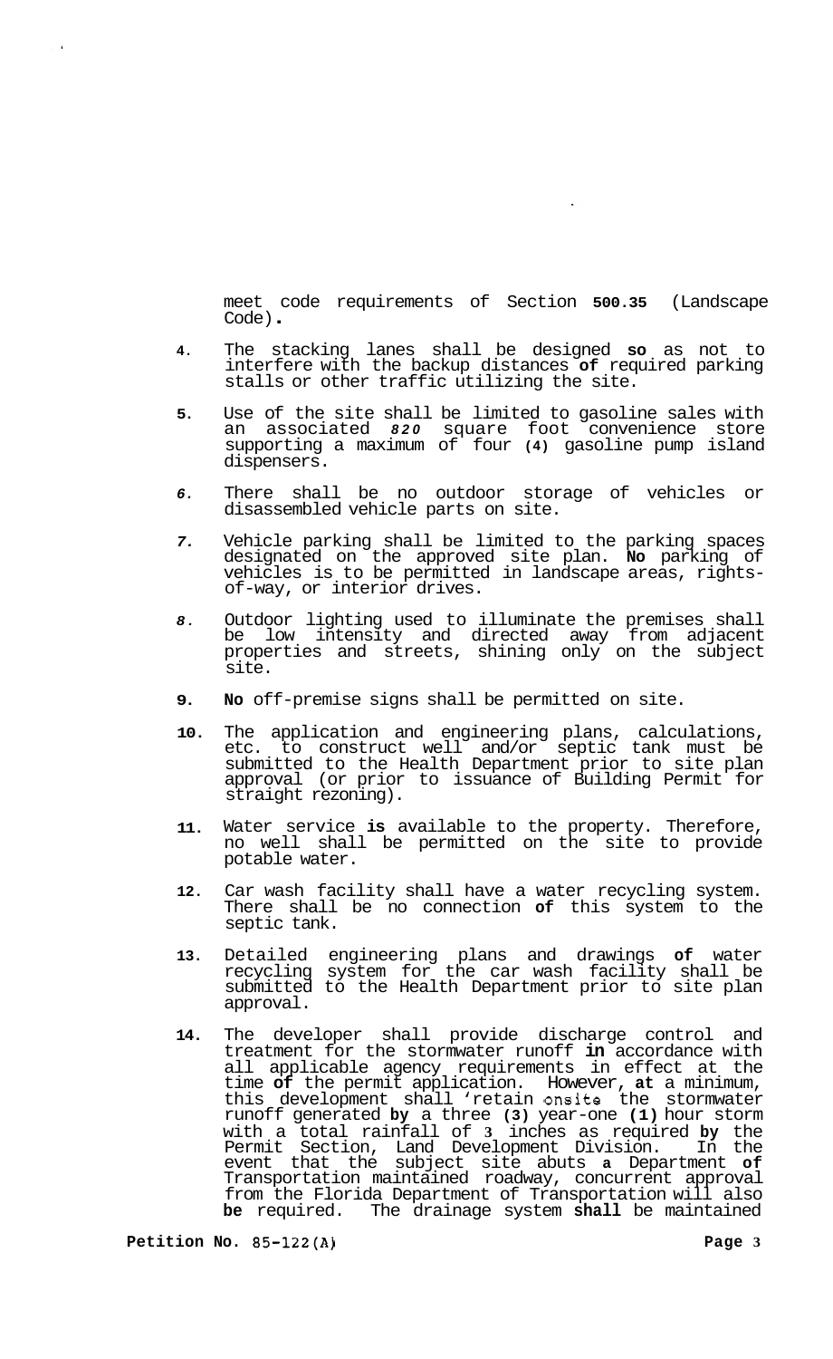meet code requirements of Section **500.35** (Landscape Code).

4. The stacking lanes shall be designed **so** as not to interfere with the backup distances **of** required parking stalls or other traffic utilizing the site.

5. Use of the site shall be limited to gasoline sales with an associated *820* square foot convenience store supporting a maximum of four **(4)** gasoline pump island dispensers.

6. There shall be no outdoor storage of vehicles or disassembled vehicle parts on site.

7. Vehicle parking shall be limited to the parking spaces designated on the approved site plan. **No** parking of vehicles is to be permitted in landscape areas, rights-of-way, or interior drives.

8. Outdoor lighting used to illuminate the premises shall be low intensity and directed away from adjacent properties and streets, shining only on the subject site.

9. **No** off-premise signs shall be permitted on site.

10. The application and engineering plans, calculations, etc. to construct well and/or septic tank must be submitted to the Health Department prior to site plan approval (or prior to issuance of Building Permit for straight rezoning).

11. Water service **is** available to the property. Therefore, no well shall be permitted on the site to provide potable water.

12. Car wash facility shall have a water recycling system. There shall be no connection **of** this system to the septic tank.

13. Detailed engineering plans and drawings **of** water recycling system for the car wash facility shall be submitted to the Health Department prior to site plan approval.

14. The developer shall provide discharge control and treatment for the stormwater runoff **in** accordance with all applicable agency requirements in effect at the time **of** the permit application. However, **at** a minimum, this development shall 'retain onsite the stormwater runoff generated **by** a three **(3)** year-one **(1)** hour storm with a total rainfall of **3** inches as required **by** the Permit Section, Land Development Division. In the event that the subject site abuts **a** Department **of** Transportation maintained roadway, concurrent approval from the Florida Department of Transportation will also **be** required. The drainage system **shall** be maintained

**Petition No.** 85-122(A)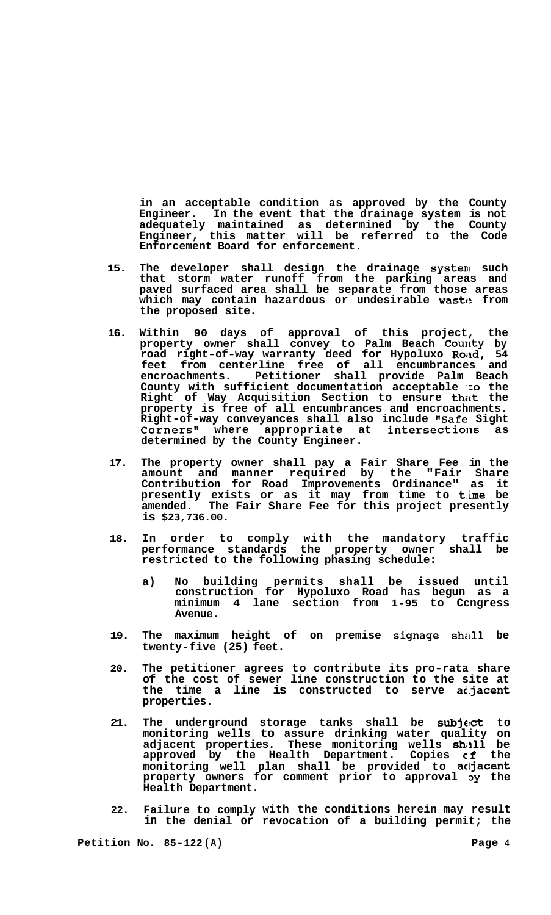in an acceptable condition as approved by the County Engineer. In the event that the drainage system is not adequately maintained as determined by the County Engineer, this matter will be referred to the Code Enforcement Board for enforcement.

15. The developer shall design the drainage system such that storm water runoff from the parking areas and paved surfaced area shall be separate from those areas which may contain hazardous or undesirable waste from the proposed site.

16. Within 90 days of approval of this project, the property owner shall convey to Palm Beach County by road right-of-way warranty deed for Hypoluxo Road, 54 feet from centerline free of all encumbrances and encroachments. Petitioner shall provide Palm Beach County with sufficient documentation acceptable to the Right of Way Acquisition Section to ensure that the property is free of all encumbrances and encroachments. Right-of-way conveyances shall also include "Safe Sight Corners" where appropriate at intersections as determined by the County Engineer.

17. The property owner shall pay a Fair Share Fee in the amount and manner required by the "Fair Share Contribution for Road Improvements Ordinance" as it presently exists or as it may from time to time be amended. The Fair Share Fee for this project presently is $23,736.00.

18. In order to comply with the mandatory traffic performance standards the property owner shall be restricted to the following phasing schedule:

    a) No building permits shall be issued until construction for Hypoluxo Road has begun as a minimum 4 lane section from 1-95 to Congress Avenue.

19. The maximum height of on premise signage shall be twenty-five (25) feet.

20. The petitioner agrees to contribute its pro-rata share of the cost of sewer line construction to the site at the time a line is constructed to serve adjacent properties.

21. The underground storage tanks shall be subject to monitoring wells to assure drinking water quality on adjacent properties. These monitoring wells shall be approved by the Health Department. Copies of the monitoring well plan shall be provided to adjacent property owners for comment prior to approval by the Health Department.

22. Failure to comply with the conditions herein may result in the denial or revocation of a building permit; the

Petition No. 85-122(A)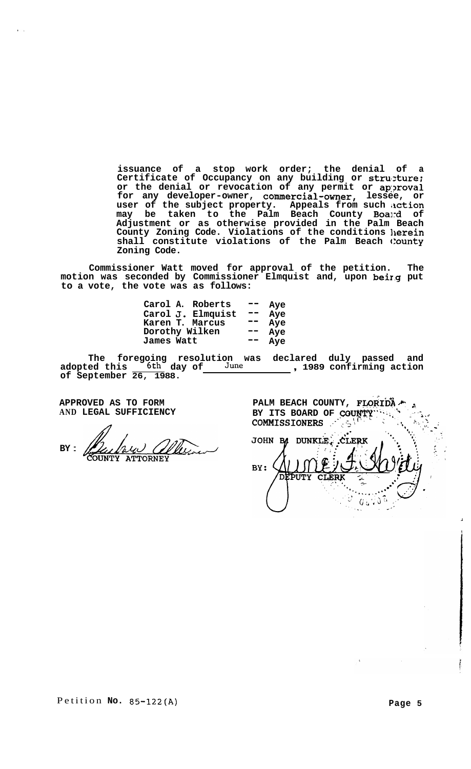issuance of a stop work order; the denial of a Certificate of Occupancy on any building or structure; or the denial or revocation of any permit or approval for any developer-owner, commercial-owner, lessee, or user of the subject property. Appeals from such action may be taken to the Palm Beach County Board of Adjustment or as otherwise provided in the Palm Beach County Zoning Code. Violations of the conditions herein shall constitute violations of the Palm Beach County Zoning Code.

Commissioner Watt moved for approval of the petition. The motion was seconded by Commissioner Elmquist and, upon being put to a vote, the vote was as follows:

| | | |
|---|---|---|
| Carol A. Roberts | -- | Aye |
| Carol J. Elmquist | -- | Aye |
| Karen T. Marcus | -- | Aye |
| Dorothy Wilken | -- | Aye |
| James Watt | -- | Aye |

The foregoing resolution was declared duly passed and adopted this 6th day of June, 1989 confirming action of September 26, 1988.

APPROVED AS TO FORM
AND LEGAL SUFFICIENCY

BY: COUNTY ATTORNEY

PALM BEACH COUNTY, FLORIDA
BY ITS BOARD OF COUNTY
COMMISSIONERS

JOHN B. DUNKLE, CLERK

BY: DEPUTY CLERK

Petition No. 85-122(A)